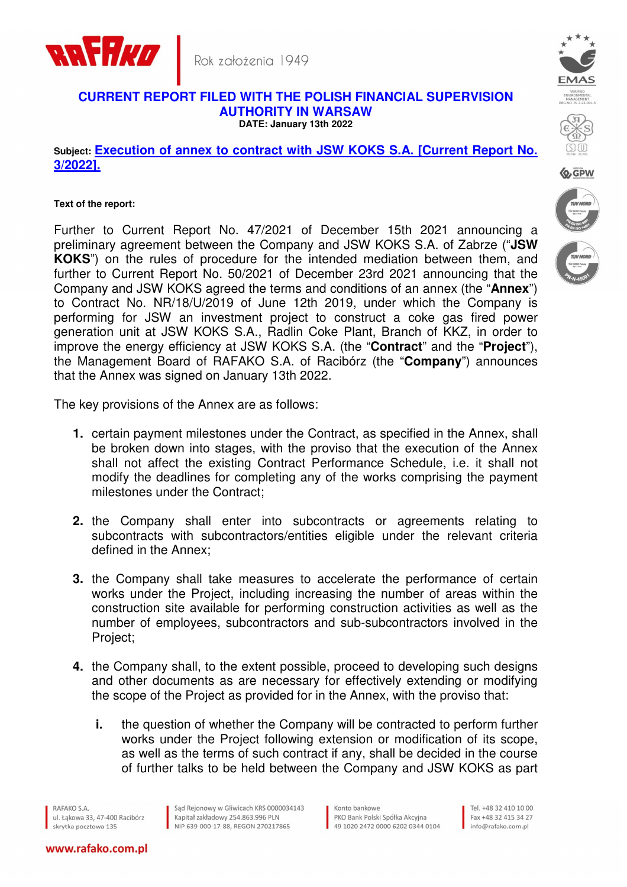# CURRENT REPORT FILED WITH THE POLISH FINANCIAL SUPERVISION AUTHORITY IN WARSAW

**DATE: January 13th 2022**

**Subject: Execution of annex to contract with JSW KOKS S.A. [Current Report No. 3/2022].**

**Text of the report:**

Further to Current Report No. 47/2021 of December 15th 2021 announcing a preliminary agreement between the Company and JSW KOKS S.A. of Zabrze ("**JSW KOKS**") on the rules of procedure for the intended mediation between them, and further to Current Report No. 50/2021 of December 23rd 2021 announcing that the Company and JSW KOKS agreed the terms and conditions of an annex (the "**Annex**") to Contract No. NR/18/U/2019 of June 12th 2019, under which the Company is performing for JSW an investment project to construct a coke gas fired power generation unit at JSW KOKS S.A., Radlin Coke Plant, Branch of KKZ, in order to improve the energy efficiency at JSW KOKS S.A. (the "**Contract**" and the "**Project**"), the Management Board of RAFAKO S.A. of Racibórz (the "**Company**") announces that the Annex was signed on January 13th 2022.

The key provisions of the Annex are as follows:

1. certain payment milestones under the Contract, as specified in the Annex, shall be broken down into stages, with the proviso that the execution of the Annex shall not affect the existing Contract Performance Schedule, i.e. it shall not modify the deadlines for completing any of the works comprising the payment milestones under the Contract;

2. the Company shall enter into subcontracts or agreements relating to subcontracts with subcontractors/entities eligible under the relevant criteria defined in the Annex;

3. the Company shall take measures to accelerate the performance of certain works under the Project, including increasing the number of areas within the construction site available for performing construction activities as well as the number of employees, subcontractors and sub-subcontractors involved in the Project;

4. the Company shall, to the extent possible, proceed to developing such designs and other documents as are necessary for effectively extending or modifying the scope of the Project as provided for in the Annex, with the proviso that:

   i. the question of whether the Company will be contracted to perform further works under the Project following extension or modification of its scope, as well as the terms of such contract if any, shall be decided in the course of further talks to be held between the Company and JSW KOKS as part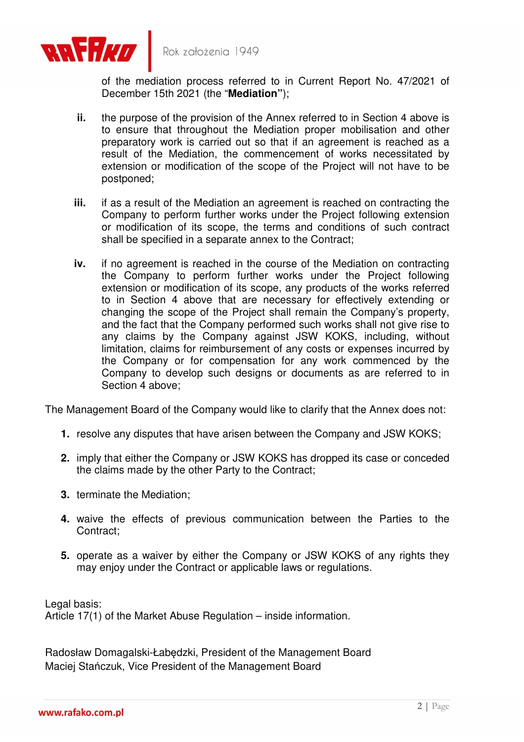of the mediation process referred to in Current Report No. 47/2021 of December 15th 2021 (the "**Mediation**");

**ii.** the purpose of the provision of the Annex referred to in Section 4 above is to ensure that throughout the Mediation proper mobilisation and other preparatory work is carried out so that if an agreement is reached as a result of the Mediation, the commencement of works necessitated by extension or modification of the scope of the Project will not have to be postponed;

**iii.** if as a result of the Mediation an agreement is reached on contracting the Company to perform further works under the Project following extension or modification of its scope, the terms and conditions of such contract shall be specified in a separate annex to the Contract;

**iv.** if no agreement is reached in the course of the Mediation on contracting the Company to perform further works under the Project following extension or modification of its scope, any products of the works referred to in Section 4 above that are necessary for effectively extending or changing the scope of the Project shall remain the Company's property, and the fact that the Company performed such works shall not give rise to any claims by the Company against JSW KOKS, including, without limitation, claims for reimbursement of any costs or expenses incurred by the Company or for compensation for any work commenced by the Company to develop such designs or documents as are referred to in Section 4 above;

The Management Board of the Company would like to clarify that the Annex does not:

1. resolve any disputes that have arisen between the Company and JSW KOKS;
2. imply that either the Company or JSW KOKS has dropped its case or conceded the claims made by the other Party to the Contract;
3. terminate the Mediation;
4. waive the effects of previous communication between the Parties to the Contract;
5. operate as a waiver by either the Company or JSW KOKS of any rights they may enjoy under the Contract or applicable laws or regulations.

Legal basis:
Article 17(1) of the Market Abuse Regulation – inside information.

Radosław Domagalski-Łabędzki, President of the Management Board
Maciej Stańczuk, Vice President of the Management Board